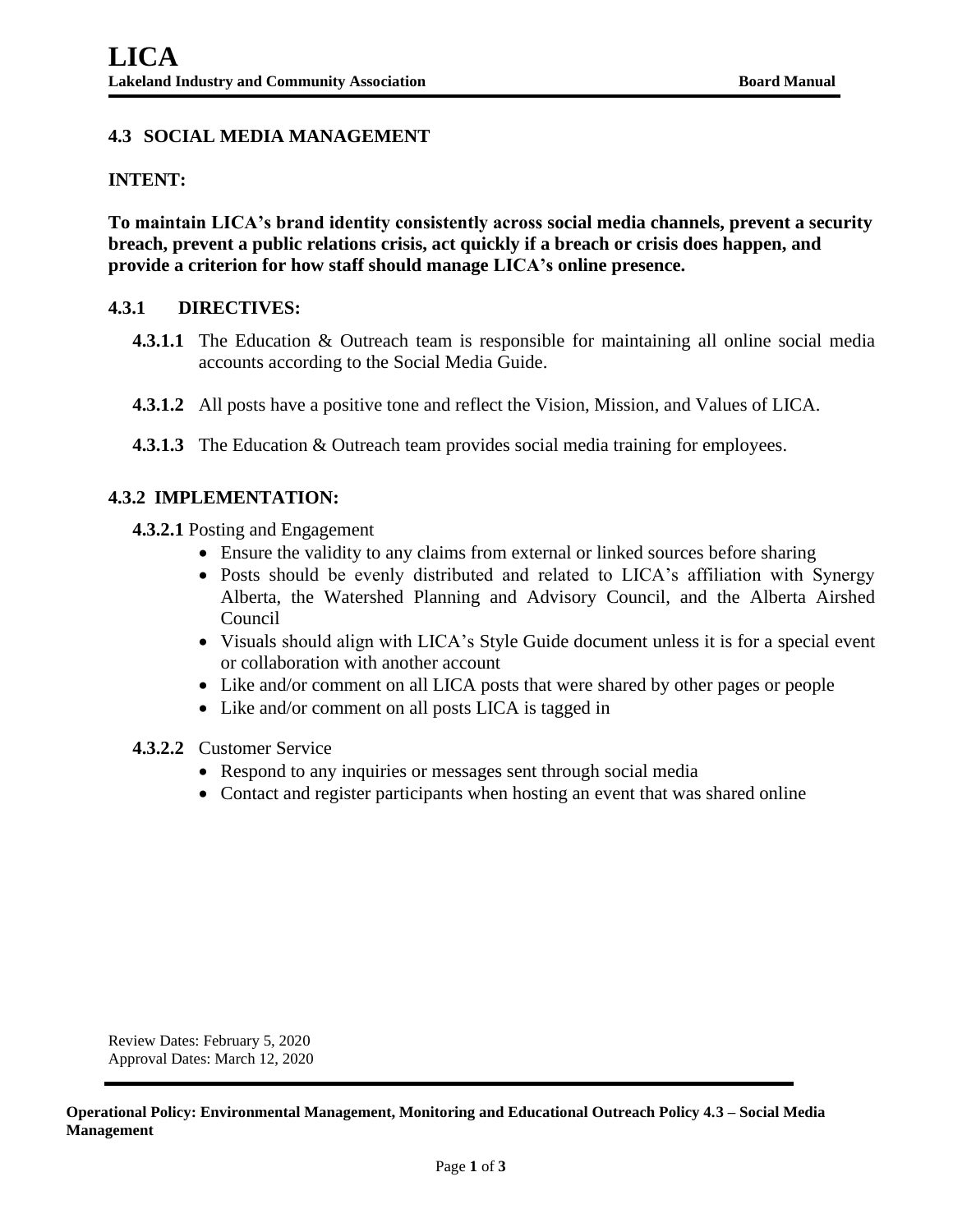## 4.3 SOCIAL MEDIA MANAGEMENT

**INTENT:**

**To maintain LICA's brand identity consistently across social media channels, prevent a security breach, prevent a public relations crisis, act quickly if a breach or crisis does happen, and provide a criterion for how staff should manage LICA's online presence.**

### 4.3.1 DIRECTIVES:

**4.3.1.1** The Education & Outreach team is responsible for maintaining all online social media accounts according to the Social Media Guide.

**4.3.1.2** All posts have a positive tone and reflect the Vision, Mission, and Values of LICA.

**4.3.1.3** The Education & Outreach team provides social media training for employees.

### 4.3.2 IMPLEMENTATION:

**4.3.2.1** Posting and Engagement

- Ensure the validity to any claims from external or linked sources before sharing
- Posts should be evenly distributed and related to LICA's affiliation with Synergy Alberta, the Watershed Planning and Advisory Council, and the Alberta Airshed Council
- Visuals should align with LICA's Style Guide document unless it is for a special event or collaboration with another account
- Like and/or comment on all LICA posts that were shared by other pages or people
- Like and/or comment on all posts LICA is tagged in

**4.3.2.2** Customer Service

- Respond to any inquiries or messages sent through social media
- Contact and register participants when hosting an event that was shared online

Review Dates: February 5, 2020
Approval Dates: March 12, 2020

**Operational Policy: Environmental Management, Monitoring and Educational Outreach Policy 4.3 – Social Media Management**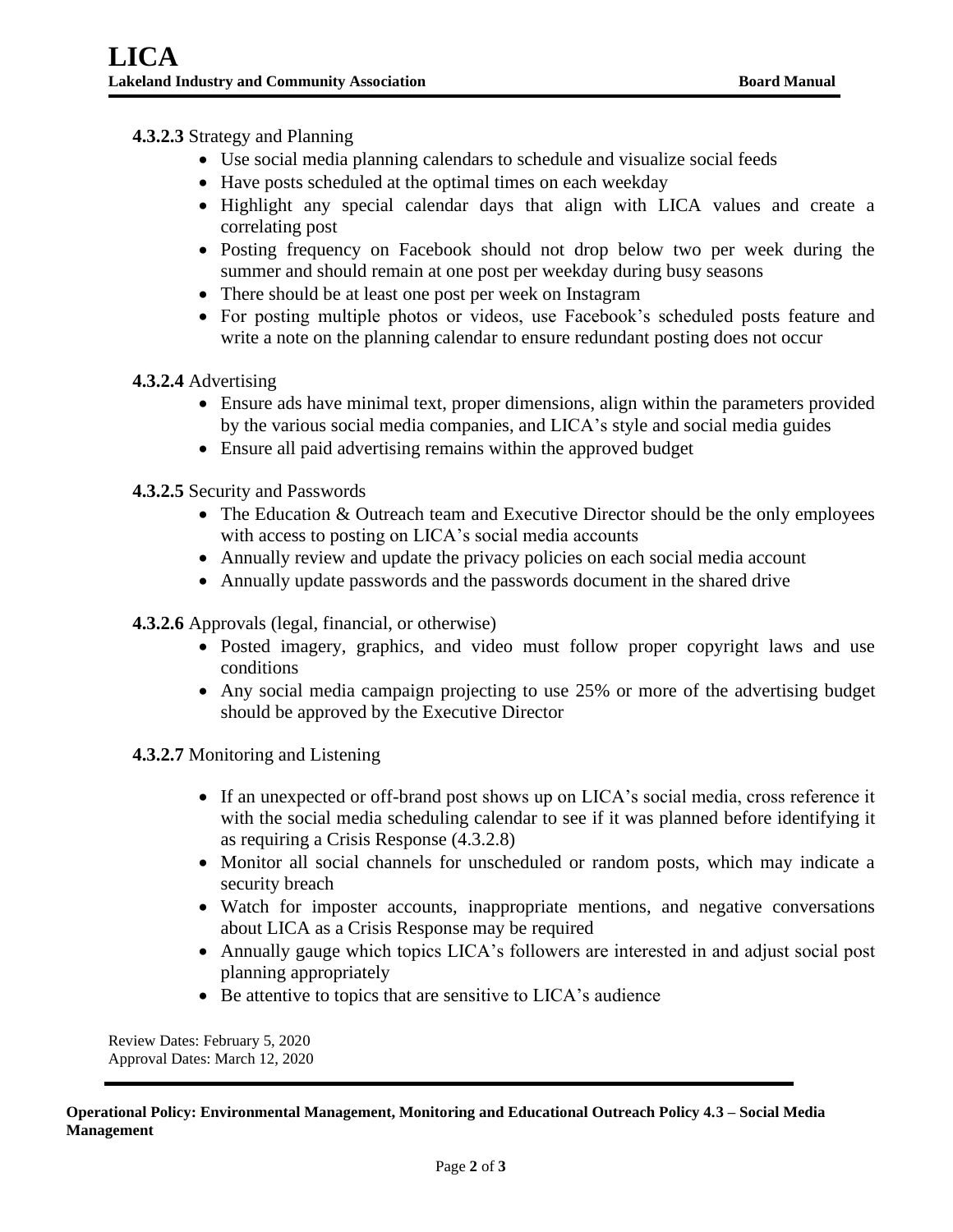**4.3.2.3** Strategy and Planning

- Use social media planning calendars to schedule and visualize social feeds
- Have posts scheduled at the optimal times on each weekday
- Highlight any special calendar days that align with LICA values and create a correlating post
- Posting frequency on Facebook should not drop below two per week during the summer and should remain at one post per weekday during busy seasons
- There should be at least one post per week on Instagram
- For posting multiple photos or videos, use Facebook's scheduled posts feature and write a note on the planning calendar to ensure redundant posting does not occur

**4.3.2.4** Advertising

- Ensure ads have minimal text, proper dimensions, align within the parameters provided by the various social media companies, and LICA's style and social media guides
- Ensure all paid advertising remains within the approved budget

**4.3.2.5** Security and Passwords

- The Education & Outreach team and Executive Director should be the only employees with access to posting on LICA's social media accounts
- Annually review and update the privacy policies on each social media account
- Annually update passwords and the passwords document in the shared drive

**4.3.2.6** Approvals (legal, financial, or otherwise)

- Posted imagery, graphics, and video must follow proper copyright laws and use conditions
- Any social media campaign projecting to use 25% or more of the advertising budget should be approved by the Executive Director

**4.3.2.7** Monitoring and Listening

- If an unexpected or off-brand post shows up on LICA's social media, cross reference it with the social media scheduling calendar to see if it was planned before identifying it as requiring a Crisis Response (4.3.2.8)
- Monitor all social channels for unscheduled or random posts, which may indicate a security breach
- Watch for imposter accounts, inappropriate mentions, and negative conversations about LICA as a Crisis Response may be required
- Annually gauge which topics LICA's followers are interested in and adjust social post planning appropriately
- Be attentive to topics that are sensitive to LICA's audience

Review Dates: February 5, 2020
Approval Dates: March 12, 2020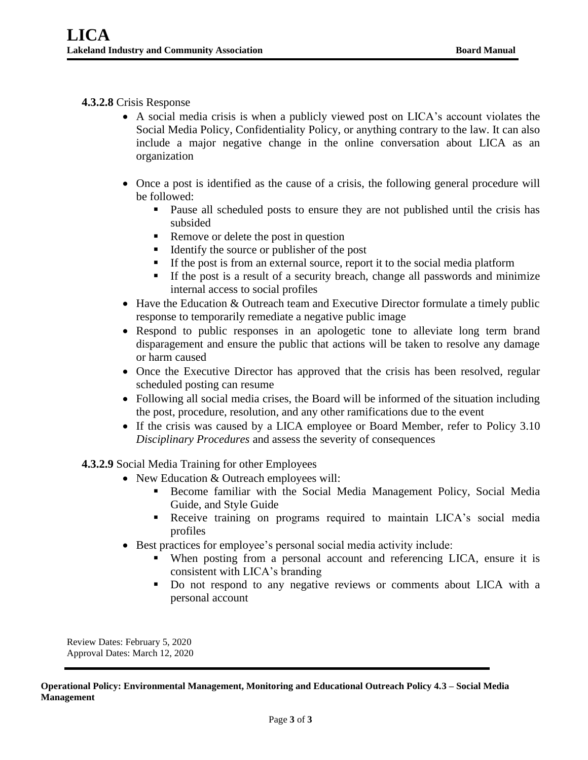**4.3.2.8** Crisis Response

- A social media crisis is when a publicly viewed post on LICA's account violates the Social Media Policy, Confidentiality Policy, or anything contrary to the law. It can also include a major negative change in the online conversation about LICA as an organization

- Once a post is identified as the cause of a crisis, the following general procedure will be followed:
  - Pause all scheduled posts to ensure they are not published until the crisis has subsided
  - Remove or delete the post in question
  - Identify the source or publisher of the post
  - If the post is from an external source, report it to the social media platform
  - If the post is a result of a security breach, change all passwords and minimize internal access to social profiles
- Have the Education & Outreach team and Executive Director formulate a timely public response to temporarily remediate a negative public image
- Respond to public responses in an apologetic tone to alleviate long term brand disparagement and ensure the public that actions will be taken to resolve any damage or harm caused
- Once the Executive Director has approved that the crisis has been resolved, regular scheduled posting can resume
- Following all social media crises, the Board will be informed of the situation including the post, procedure, resolution, and any other ramifications due to the event
- If the crisis was caused by a LICA employee or Board Member, refer to Policy 3.10 *Disciplinary Procedures* and assess the severity of consequences

**4.3.2.9** Social Media Training for other Employees

- New Education & Outreach employees will:
  - Become familiar with the Social Media Management Policy, Social Media Guide, and Style Guide
  - Receive training on programs required to maintain LICA's social media profiles
- Best practices for employee's personal social media activity include:
  - When posting from a personal account and referencing LICA, ensure it is consistent with LICA's branding
  - Do not respond to any negative reviews or comments about LICA with a personal account

Review Dates: February 5, 2020
Approval Dates: March 12, 2020